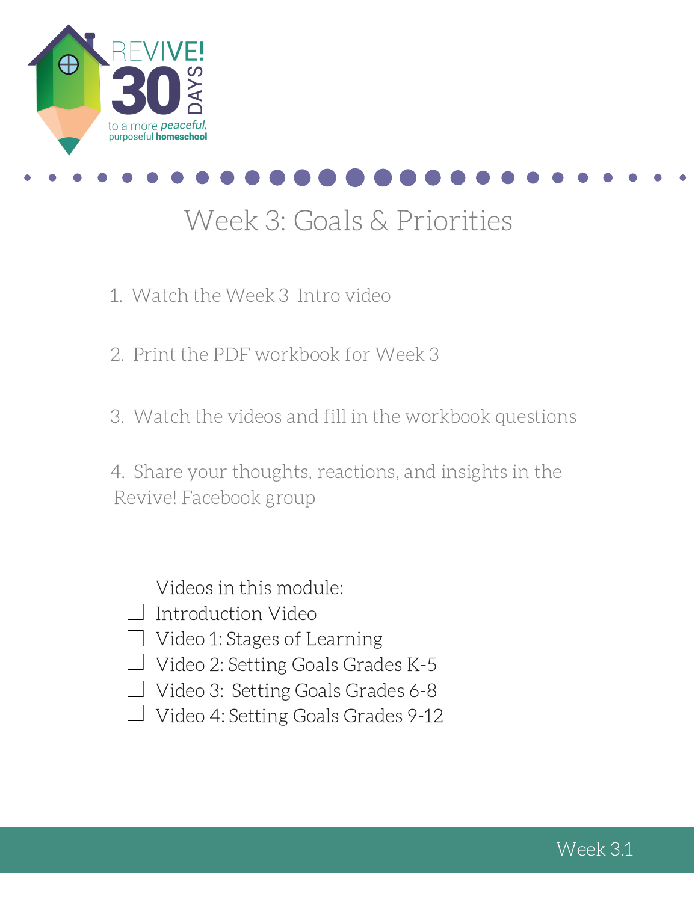REVIVE! 30 DAYS to a more *peaceful*, purposeful **homeschool**

# Week 3: Goals & Priorities

1. Watch the Week 3 Intro video
2. Print the PDF workbook for Week 3
3. Watch the videos and fill in the workbook questions
4. Share your thoughts, reactions, and insights in the Revive! Facebook group

Videos in this module:

- [ ] Introduction Video
- [ ] Video 1: Stages of Learning
- [ ] Video 2: Setting Goals Grades K-5
- [ ] Video 3: Setting Goals Grades 6-8
- [ ] Video 4: Setting Goals Grades 9-12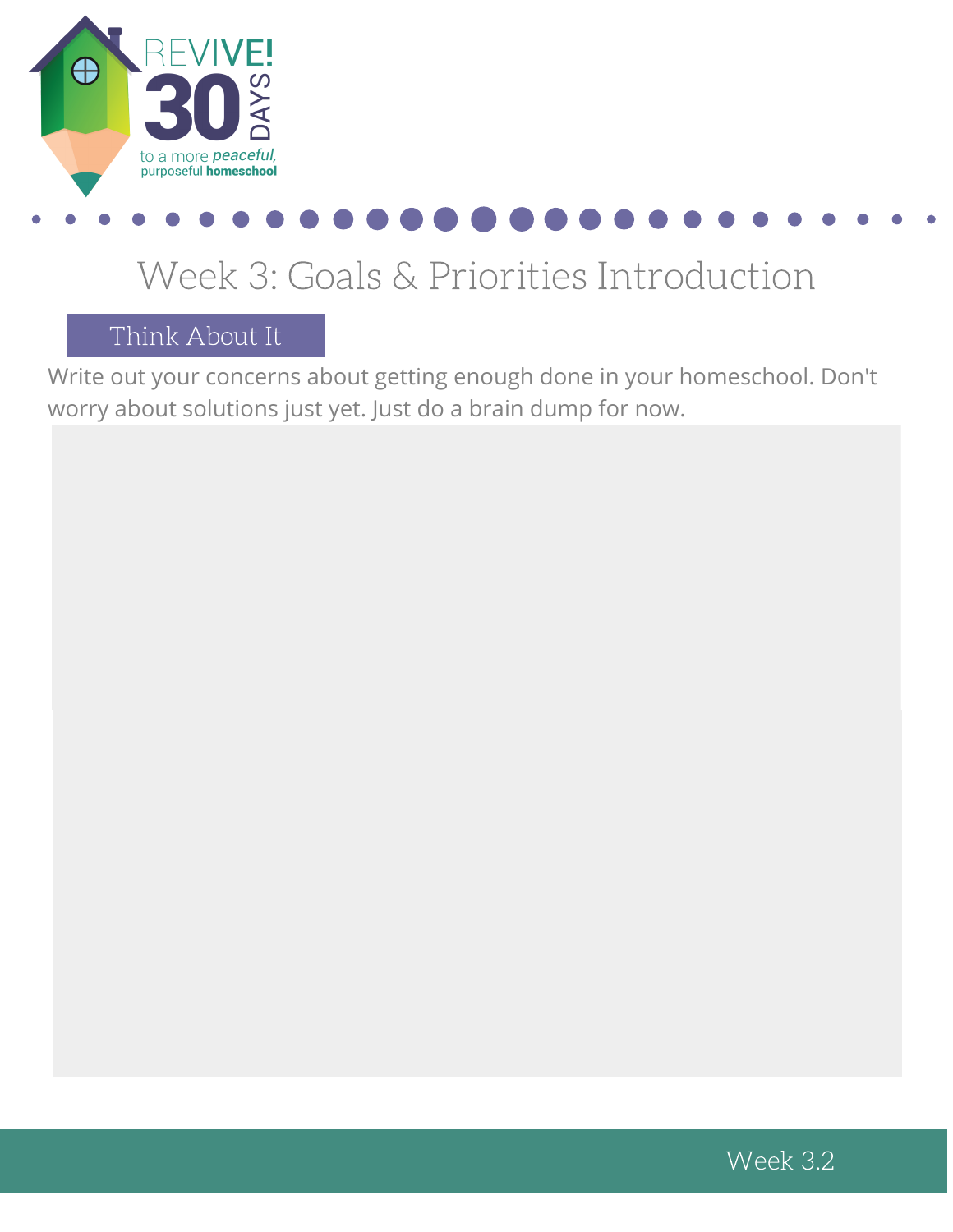# Week 3: Goals & Priorities Introduction

## Think About It

Write out your concerns about getting enough done in your homeschool. Don't worry about solutions just yet. Just do a brain dump for now.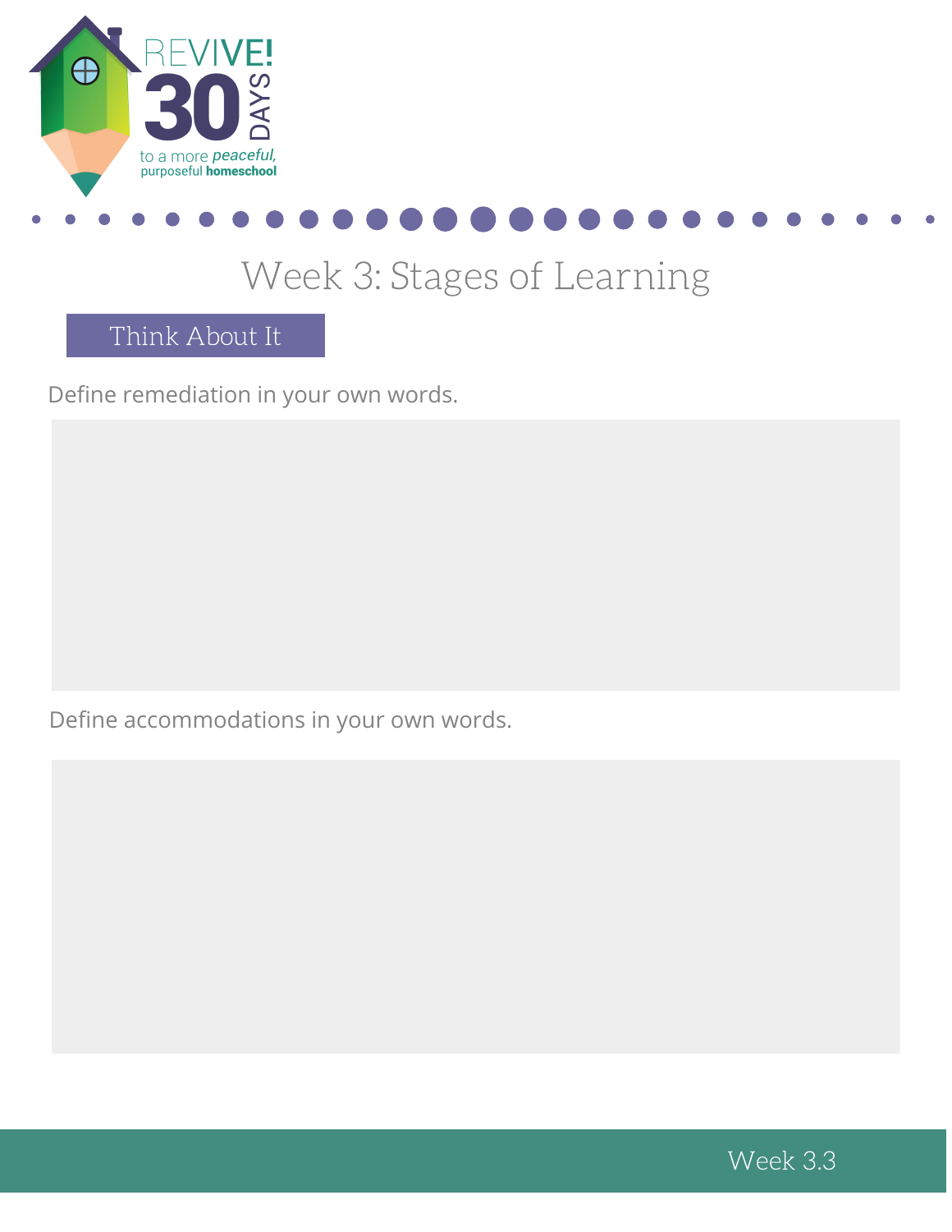# Week 3: Stages of Learning

## Think About It

Define remediation in your own words.

Define accommodations in your own words.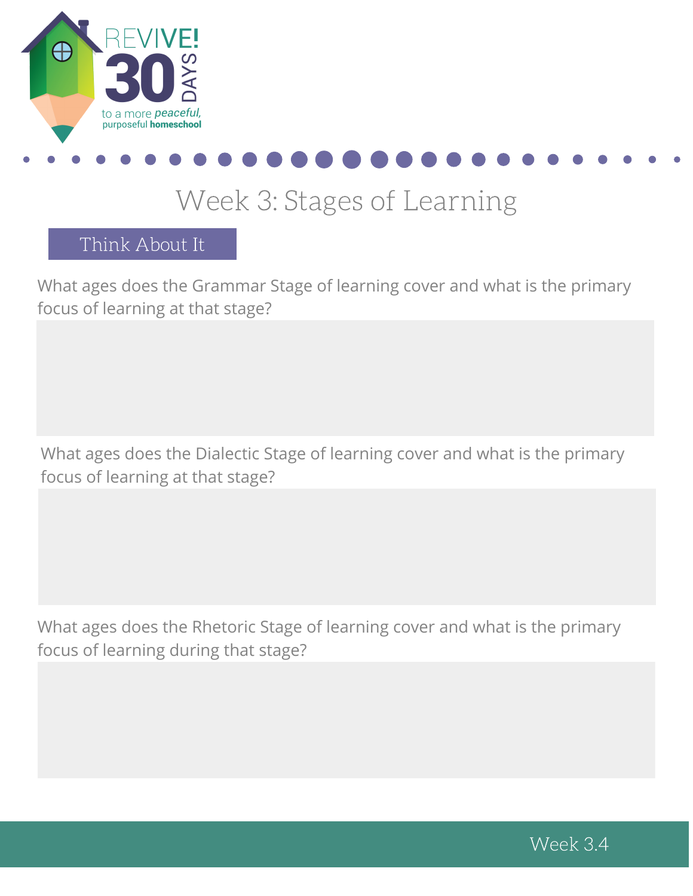# Week 3: Stages of Learning

## Think About It

What ages does the Grammar Stage of learning cover and what is the primary focus of learning at that stage?

What ages does the Dialectic Stage of learning cover and what is the primary focus of learning at that stage?

What ages does the Rhetoric Stage of learning cover and what is the primary focus of learning during that stage?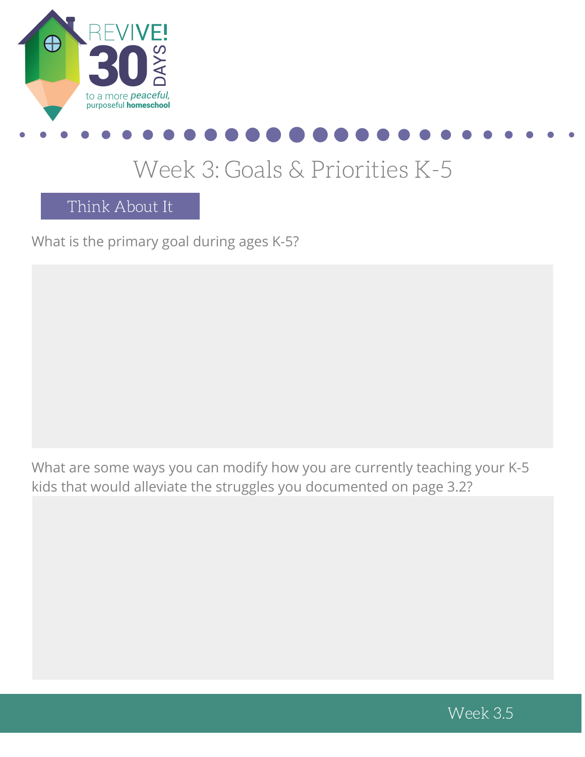# Week 3: Goals & Priorities K-5

## Think About It

What is the primary goal during ages K-5?

What are some ways you can modify how you are currently teaching your K-5 kids that would alleviate the struggles you documented on page 3.2?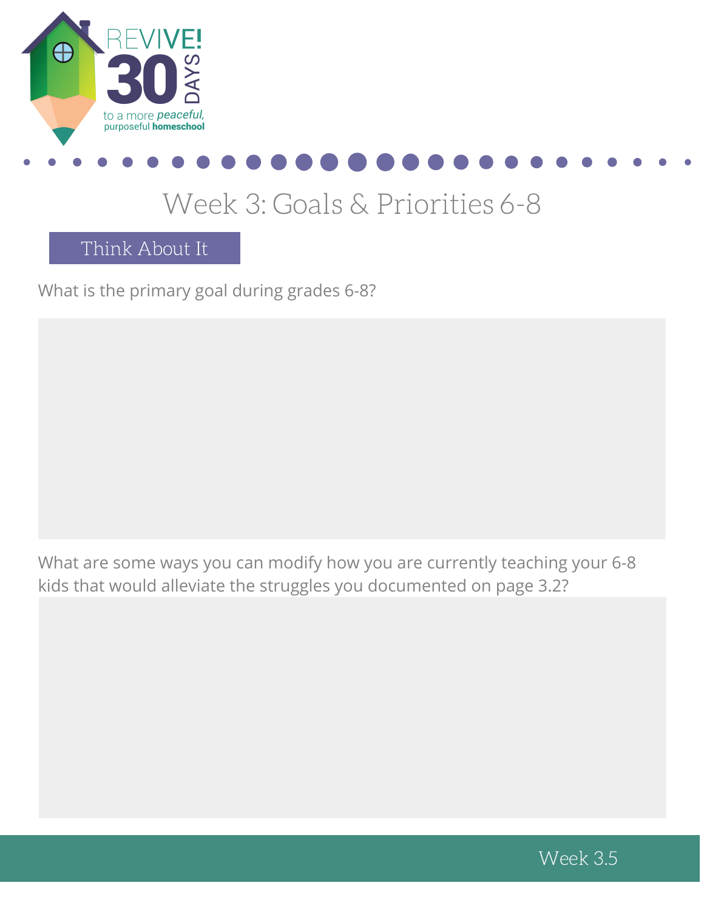# Week 3: Goals & Priorities 6-8

## Think About It

What is the primary goal during grades 6-8?

What are some ways you can modify how you are currently teaching your 6-8 kids that would alleviate the struggles you documented on page 3.2?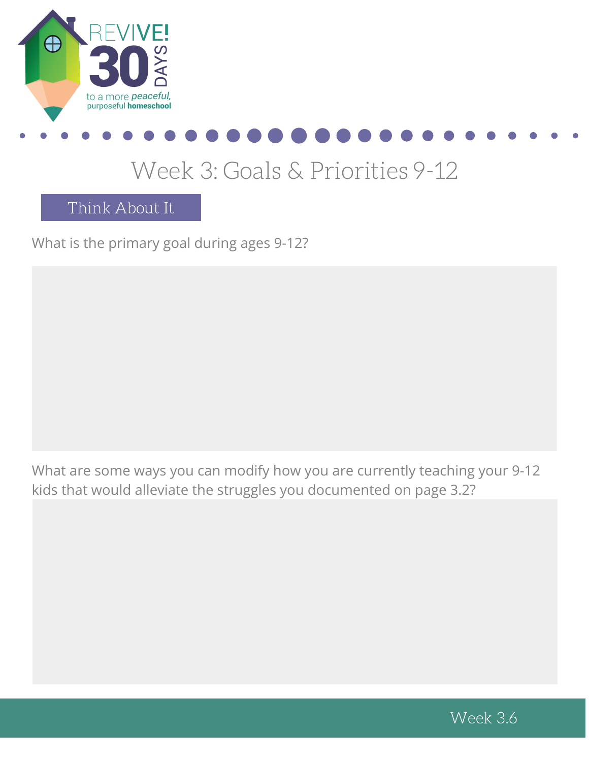# Week 3: Goals & Priorities 9-12

## Think About It

What is the primary goal during ages 9-12?

What are some ways you can modify how you are currently teaching your 9-12 kids that would alleviate the struggles you documented on page 3.2?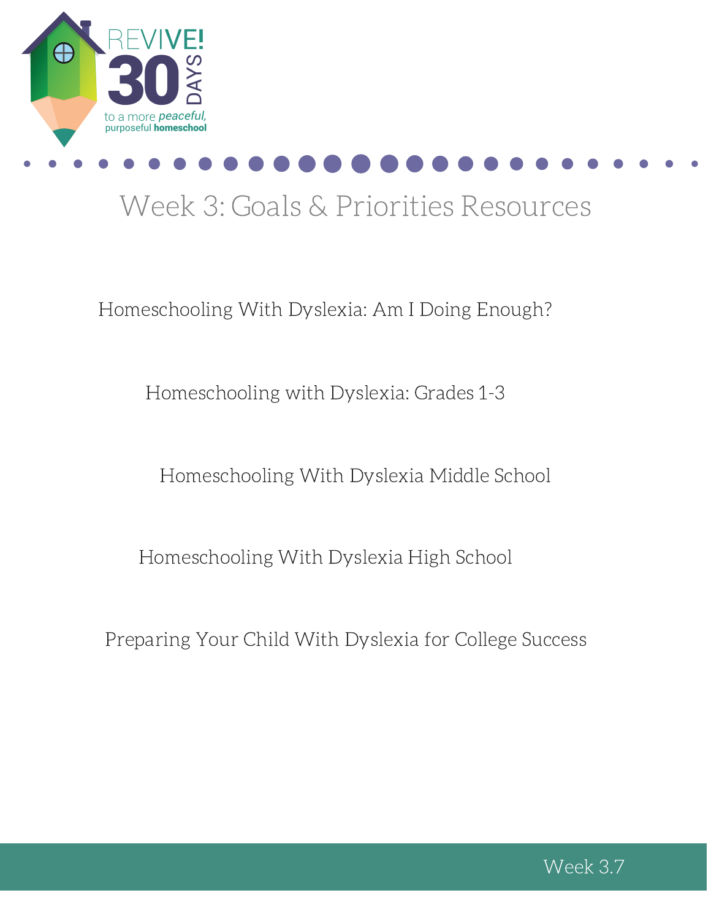# Week 3: Goals & Priorities Resources

Homeschooling With Dyslexia: Am I Doing Enough?

Homeschooling with Dyslexia: Grades 1-3

Homeschooling With Dyslexia Middle School

Homeschooling With Dyslexia High School

Preparing Your Child With Dyslexia for College Success

Week 3.7